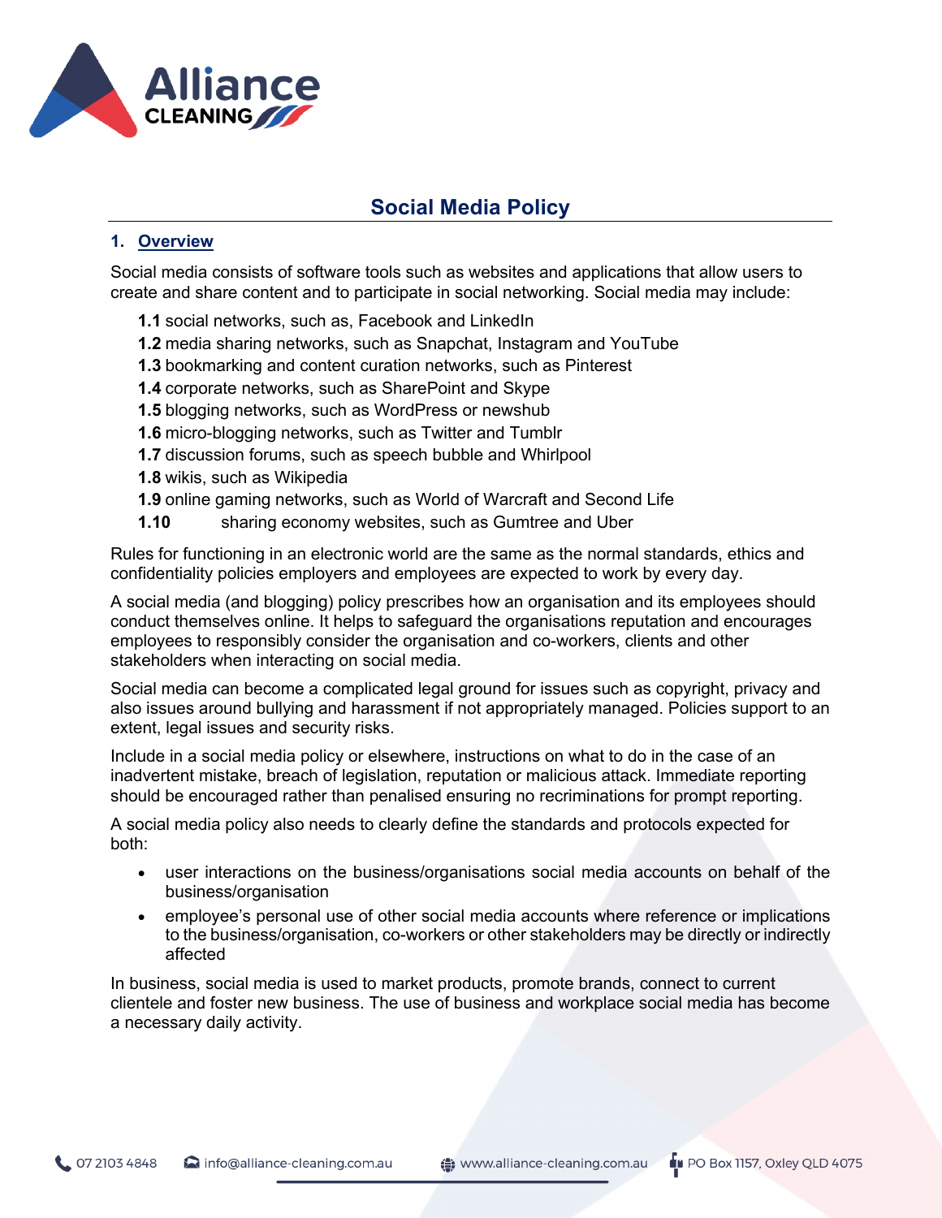# Social Media Policy

## 1. Overview

Social media consists of software tools such as websites and applications that allow users to create and share content and to participate in social networking. Social media may include:

**1.1** social networks, such as, Facebook and LinkedIn
**1.2** media sharing networks, such as Snapchat, Instagram and YouTube
**1.3** bookmarking and content curation networks, such as Pinterest
**1.4** corporate networks, such as SharePoint and Skype
**1.5** blogging networks, such as WordPress or newshub
**1.6** micro-blogging networks, such as Twitter and Tumblr
**1.7** discussion forums, such as speech bubble and Whirlpool
**1.8** wikis, such as Wikipedia
**1.9** online gaming networks, such as World of Warcraft and Second Life
**1.10** sharing economy websites, such as Gumtree and Uber

Rules for functioning in an electronic world are the same as the normal standards, ethics and confidentiality policies employers and employees are expected to work by every day.

A social media (and blogging) policy prescribes how an organisation and its employees should conduct themselves online. It helps to safeguard the organisations reputation and encourages employees to responsibly consider the organisation and co-workers, clients and other stakeholders when interacting on social media.

Social media can become a complicated legal ground for issues such as copyright, privacy and also issues around bullying and harassment if not appropriately managed. Policies support to an extent, legal issues and security risks.

Include in a social media policy or elsewhere, instructions on what to do in the case of an inadvertent mistake, breach of legislation, reputation or malicious attack. Immediate reporting should be encouraged rather than penalised ensuring no recriminations for prompt reporting.

A social media policy also needs to clearly define the standards and protocols expected for both:

- user interactions on the business/organisations social media accounts on behalf of the business/organisation
- employee's personal use of other social media accounts where reference or implications to the business/organisation, co-workers or other stakeholders may be directly or indirectly affected

In business, social media is used to market products, promote brands, connect to current clientele and foster new business. The use of business and workplace social media has become a necessary daily activity.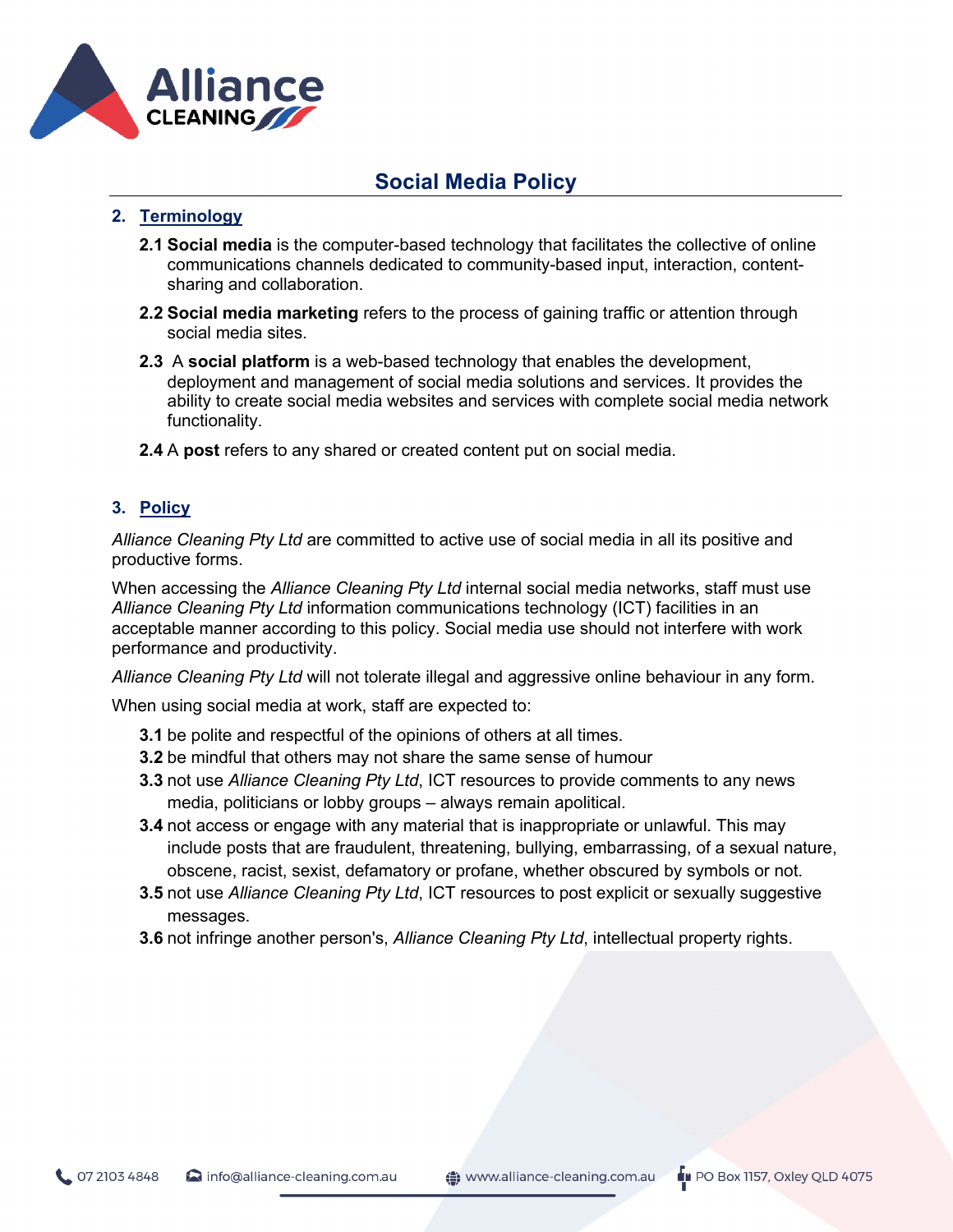# Social Media Policy

## 2. Terminology

**2.1 Social media** is the computer-based technology that facilitates the collective of online communications channels dedicated to community-based input, interaction, content-sharing and collaboration.

**2.2 Social media marketing** refers to the process of gaining traffic or attention through social media sites.

**2.3** A **social platform** is a web-based technology that enables the development, deployment and management of social media solutions and services. It provides the ability to create social media websites and services with complete social media network functionality.

**2.4** A **post** refers to any shared or created content put on social media.

## 3. Policy

*Alliance Cleaning Pty Ltd* are committed to active use of social media in all its positive and productive forms.

When accessing the *Alliance Cleaning Pty Ltd* internal social media networks, staff must use *Alliance Cleaning Pty Ltd* information communications technology (ICT) facilities in an acceptable manner according to this policy. Social media use should not interfere with work performance and productivity.

*Alliance Cleaning Pty Ltd* will not tolerate illegal and aggressive online behaviour in any form.

When using social media at work, staff are expected to:

**3.1** be polite and respectful of the opinions of others at all times.

**3.2** be mindful that others may not share the same sense of humour

**3.3** not use *Alliance Cleaning Pty Ltd*, ICT resources to provide comments to any news media, politicians or lobby groups – always remain apolitical.

**3.4** not access or engage with any material that is inappropriate or unlawful. This may include posts that are fraudulent, threatening, bullying, embarrassing, of a sexual nature, obscene, racist, sexist, defamatory or profane, whether obscured by symbols or not.

**3.5** not use *Alliance Cleaning Pty Ltd*, ICT resources to post explicit or sexually suggestive messages.

**3.6** not infringe another person's, *Alliance Cleaning Pty Ltd*, intellectual property rights.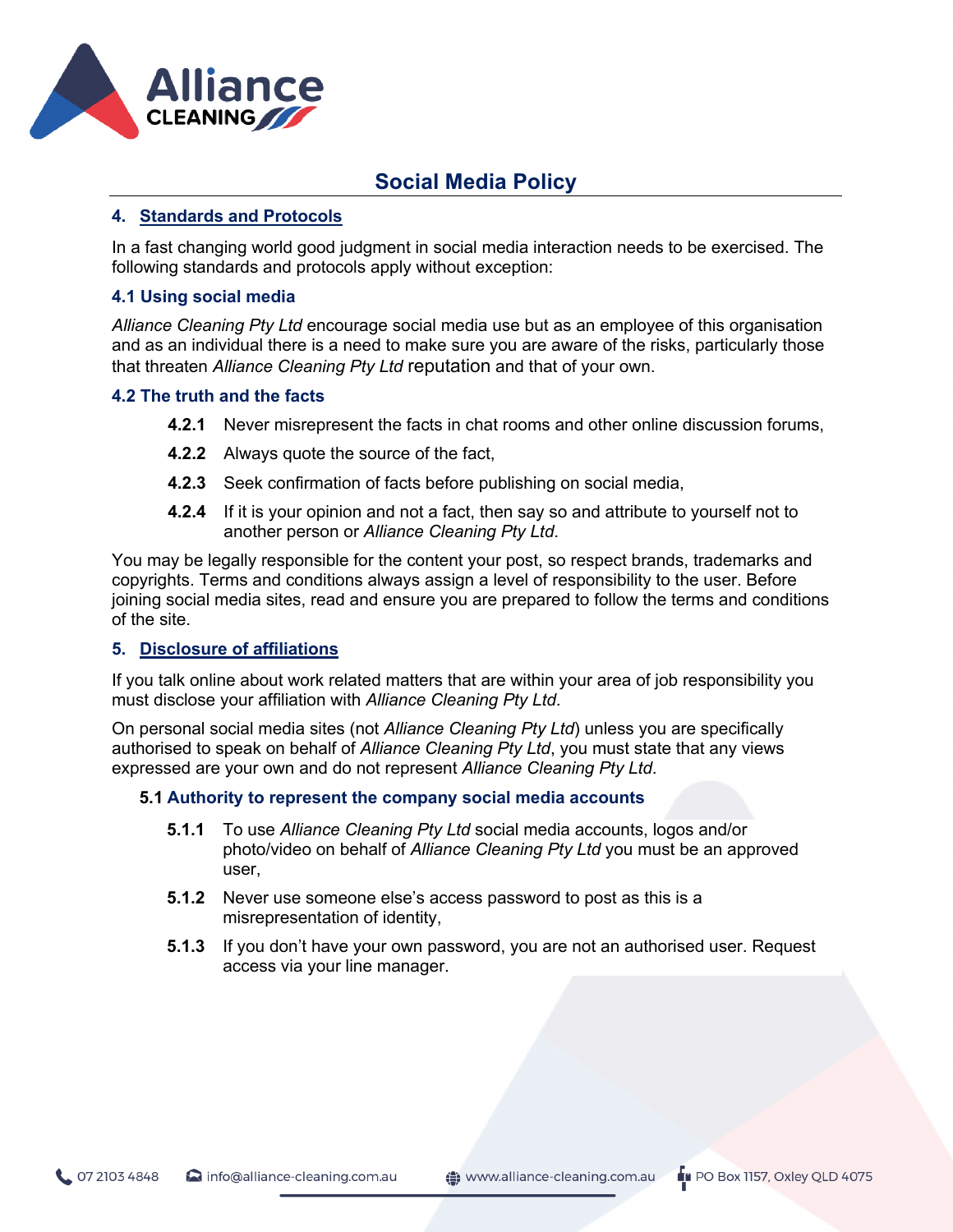# Social Media Policy

## 4. Standards and Protocols

In a fast changing world good judgment in social media interaction needs to be exercised. The following standards and protocols apply without exception:

### 4.1 Using social media

*Alliance Cleaning Pty Ltd* encourage social media use but as an employee of this organisation and as an individual there is a need to make sure you are aware of the risks, particularly those that threaten *Alliance Cleaning Pty Ltd* reputation and that of your own.

### 4.2 The truth and the facts

- **4.2.1** Never misrepresent the facts in chat rooms and other online discussion forums,
- **4.2.2** Always quote the source of the fact,
- **4.2.3** Seek confirmation of facts before publishing on social media,
- **4.2.4** If it is your opinion and not a fact, then say so and attribute to yourself not to another person or *Alliance Cleaning Pty Ltd*.

You may be legally responsible for the content your post, so respect brands, trademarks and copyrights. Terms and conditions always assign a level of responsibility to the user. Before joining social media sites, read and ensure you are prepared to follow the terms and conditions of the site.

## 5. Disclosure of affiliations

If you talk online about work related matters that are within your area of job responsibility you must disclose your affiliation with *Alliance Cleaning Pty Ltd*.

On personal social media sites (not *Alliance Cleaning Pty Ltd*) unless you are specifically authorised to speak on behalf of *Alliance Cleaning Pty Ltd*, you must state that any views expressed are your own and do not represent *Alliance Cleaning Pty Ltd*.

### 5.1 Authority to represent the company social media accounts

- **5.1.1** To use *Alliance Cleaning Pty Ltd* social media accounts, logos and/or photo/video on behalf of *Alliance Cleaning Pty Ltd* you must be an approved user,
- **5.1.2** Never use someone else's access password to post as this is a misrepresentation of identity,
- **5.1.3** If you don't have your own password, you are not an authorised user. Request access via your line manager.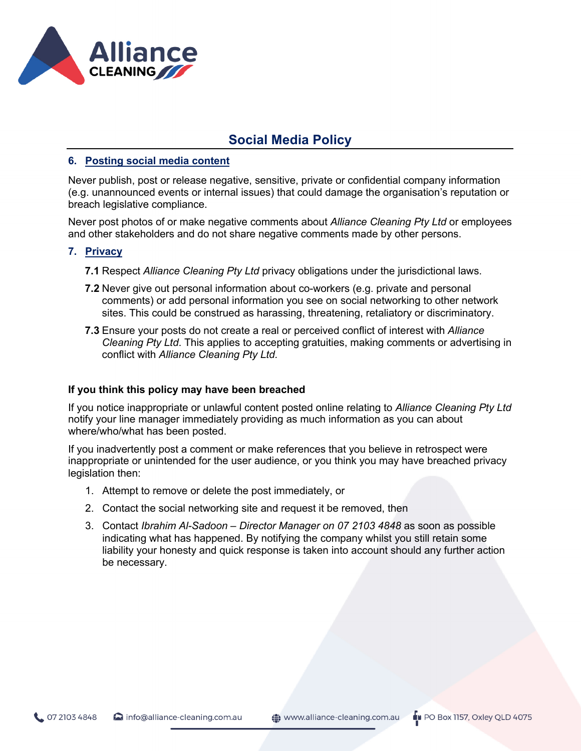## Social Media Policy

### 6. Posting social media content

Never publish, post or release negative, sensitive, private or confidential company information (e.g. unannounced events or internal issues) that could damage the organisation's reputation or breach legislative compliance.

Never post photos of or make negative comments about *Alliance Cleaning Pty Ltd* or employees and other stakeholders and do not share negative comments made by other persons.

### 7. Privacy

**7.1** Respect *Alliance Cleaning Pty Ltd* privacy obligations under the jurisdictional laws.

**7.2** Never give out personal information about co-workers (e.g. private and personal comments) or add personal information you see on social networking to other network sites. This could be construed as harassing, threatening, retaliatory or discriminatory.

**7.3** Ensure your posts do not create a real or perceived conflict of interest with *Alliance Cleaning Pty Ltd*. This applies to accepting gratuities, making comments or advertising in conflict with *Alliance Cleaning Pty Ltd.*

**If you think this policy may have been breached**

If you notice inappropriate or unlawful content posted online relating to *Alliance Cleaning Pty Ltd* notify your line manager immediately providing as much information as you can about where/who/what has been posted.

If you inadvertently post a comment or make references that you believe in retrospect were inappropriate or unintended for the user audience, or you think you may have breached privacy legislation then:

1. Attempt to remove or delete the post immediately, or
2. Contact the social networking site and request it be removed, then
3. Contact *Ibrahim Al-Sadoon – Director Manager on 07 2103 4848* as soon as possible indicating what has happened. By notifying the company whilst you still retain some liability your honesty and quick response is taken into account should any further action be necessary.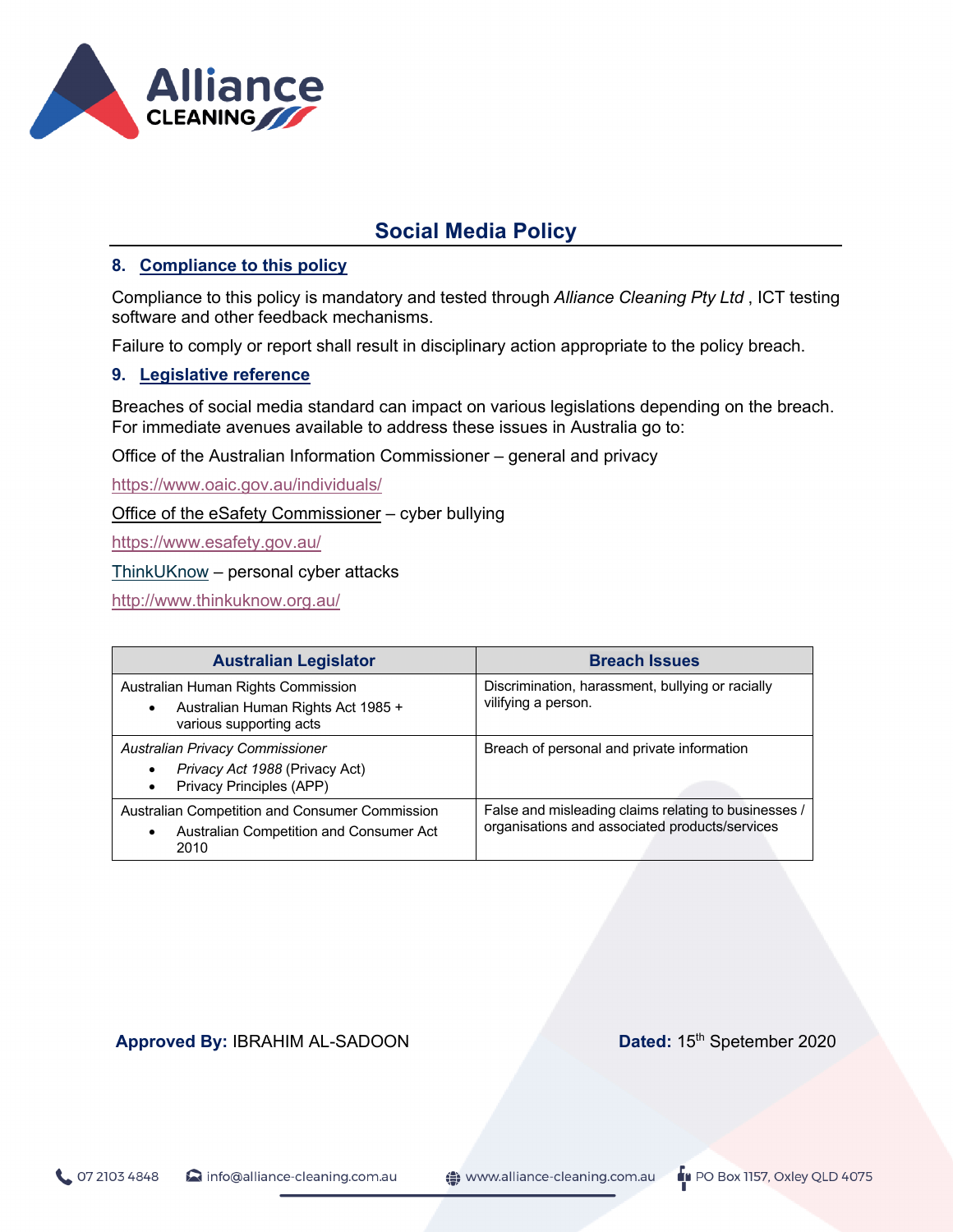## Social Media Policy

### 8. Compliance to this policy

Compliance to this policy is mandatory and tested through *Alliance Cleaning Pty Ltd* , ICT testing software and other feedback mechanisms.

Failure to comply or report shall result in disciplinary action appropriate to the policy breach.

### 9. Legislative reference

Breaches of social media standard can impact on various legislations depending on the breach. For immediate avenues available to address these issues in Australia go to:

Office of the Australian Information Commissioner – general and privacy

https://www.oaic.gov.au/individuals/

Office of the eSafety Commissioner – cyber bullying

https://www.esafety.gov.au/

ThinkUKnow – personal cyber attacks

http://www.thinkuknow.org.au/

| Australian Legislator | Breach Issues |
|---|---|
| Australian Human Rights Commission<br>• Australian Human Rights Act 1985 + various supporting acts | Discrimination, harassment, bullying or racially vilifying a person. |
| *Australian Privacy Commissioner*<br>• *Privacy Act 1988* (Privacy Act)<br>• Privacy Principles (APP) | Breach of personal and private information |
| Australian Competition and Consumer Commission<br>• Australian Competition and Consumer Act 2010 | False and misleading claims relating to businesses / organisations and associated products/services |

**Approved By:** IBRAHIM AL-SADOON

**Dated:** 15th Spetember 2020